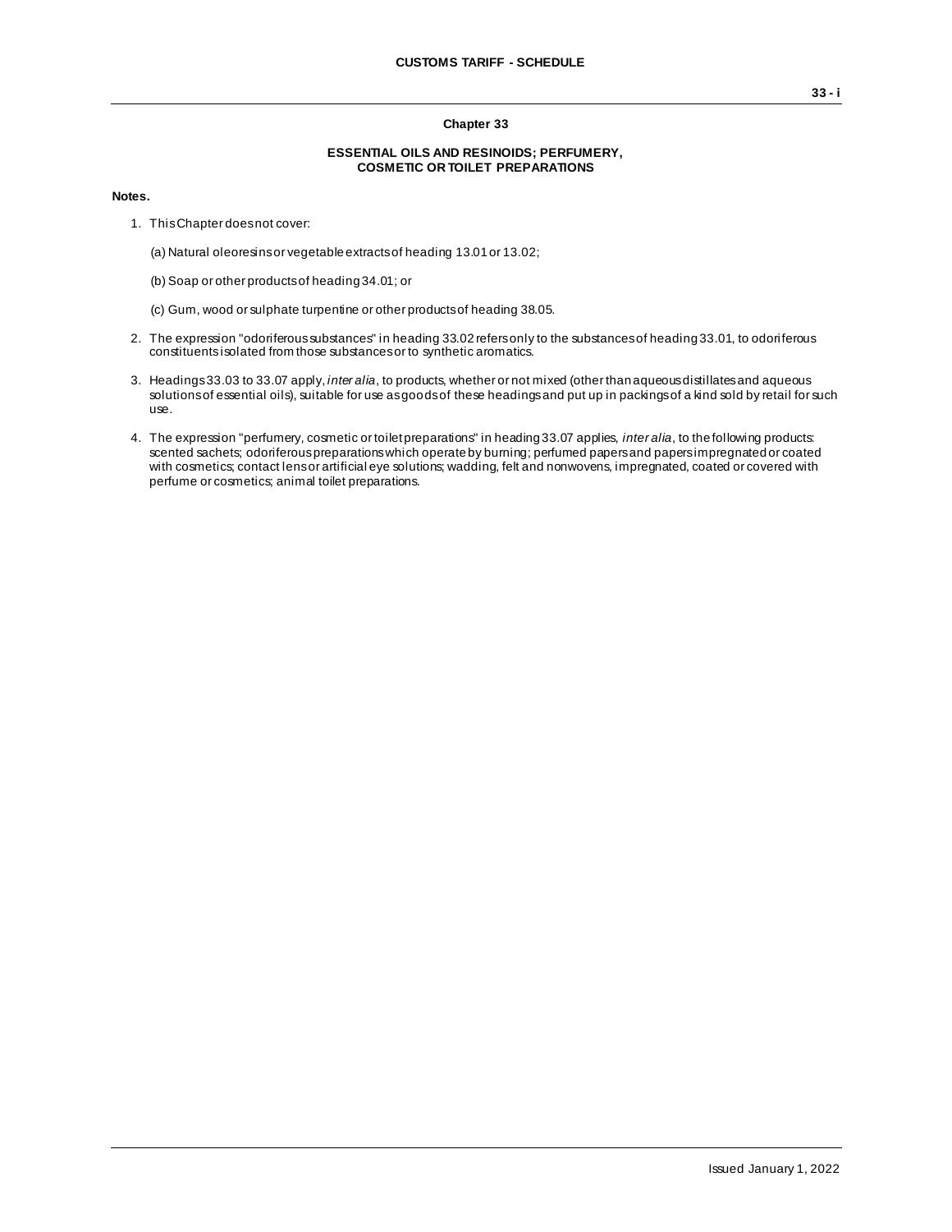## Chapter 33

### ESSENTIAL OILS AND RESINOIDS; PERFUMERY, COSMETIC OR TOILET PREPARATIONS

**Notes.**

1. This Chapter does not cover:

   (a) Natural oleoresins or vegetable extracts of heading 13.01 or 13.02;

   (b) Soap or other products of heading 34.01; or

   (c) Gum, wood or sulphate turpentine or other products of heading 38.05.

2. The expression "odoriferous substances" in heading 33.02 refers only to the substances of heading 33.01, to odoriferous constituents isolated from those substances or to synthetic aromatics.

3. Headings 33.03 to 33.07 apply, *inter alia*, to products, whether or not mixed (other than aqueous distillates and aqueous solutions of essential oils), suitable for use as goods of these headings and put up in packings of a kind sold by retail for such use.

4. The expression "perfumery, cosmetic or toilet preparations" in heading 33.07 applies, *inter alia*, to the following products: scented sachets; odoriferous preparations which operate by burning; perfumed papers and papers impregnated or coated with cosmetics; contact lens or artificial eye solutions; wadding, felt and nonwovens, impregnated, coated or covered with perfume or cosmetics; animal toilet preparations.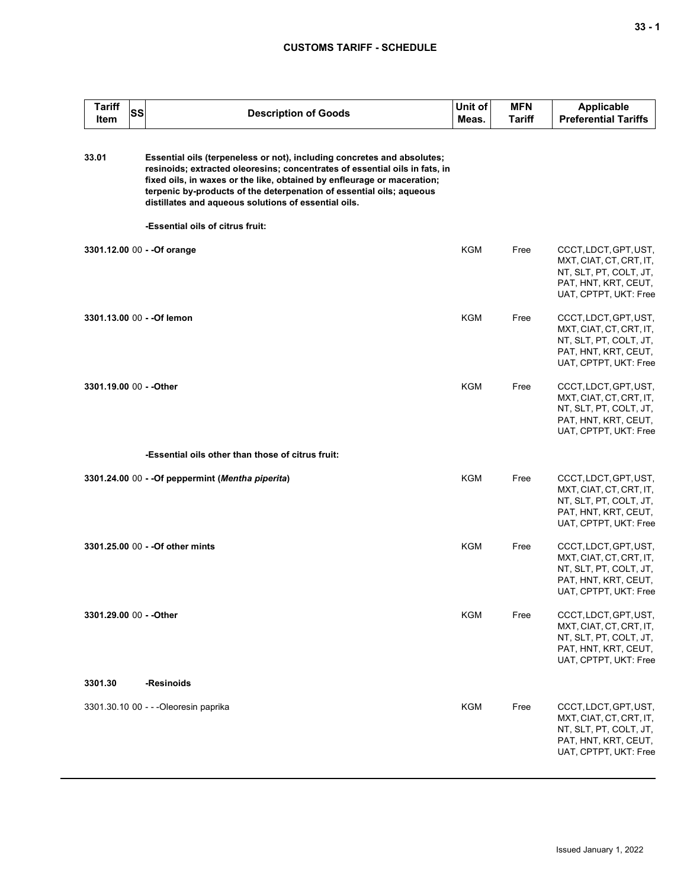| Tariff Item | SS | Description of Goods | Unit of Meas. | MFN Tariff | Applicable Preferential Tariffs |
|---|---|---|---|---|---|
| 33.01 | | **Essential oils (terpeneless or not), including concretes and absolutes; resinoids; extracted oleoresins; concentrates of essential oils in fats, in fixed oils, in waxes or the like, obtained by enfleurage or maceration; terpenic by-products of the deterpenation of essential oils; aqueous distillates and aqueous solutions of essential oils.** | | | |
| | | **-Essential oils of citrus fruit:** | | | |
| **3301.12.00** | 00 | **- -Of orange** | KGM | Free | CCCT, LDCT, GPT, UST, MXT, CIAT, CT, CRT, IT, NT, SLT, PT, COLT, JT, PAT, HNT, KRT, CEUT, UAT, CPTPT, UKT: Free |
| **3301.13.00** | 00 | **- -Of lemon** | KGM | Free | CCCT, LDCT, GPT, UST, MXT, CIAT, CT, CRT, IT, NT, SLT, PT, COLT, JT, PAT, HNT, KRT, CEUT, UAT, CPTPT, UKT: Free |
| **3301.19.00** | 00 | **- -Other** | KGM | Free | CCCT, LDCT, GPT, UST, MXT, CIAT, CT, CRT, IT, NT, SLT, PT, COLT, JT, PAT, HNT, KRT, CEUT, UAT, CPTPT, UKT: Free |
| | | **-Essential oils other than those of citrus fruit:** | | | |
| **3301.24.00** | 00 | **- -Of peppermint (*Mentha piperita*)** | KGM | Free | CCCT, LDCT, GPT, UST, MXT, CIAT, CT, CRT, IT, NT, SLT, PT, COLT, JT, PAT, HNT, KRT, CEUT, UAT, CPTPT, UKT: Free |
| **3301.25.00** | 00 | **- -Of other mints** | KGM | Free | CCCT, LDCT, GPT, UST, MXT, CIAT, CT, CRT, IT, NT, SLT, PT, COLT, JT, PAT, HNT, KRT, CEUT, UAT, CPTPT, UKT: Free |
| **3301.29.00** | 00 | **- -Other** | KGM | Free | CCCT, LDCT, GPT, UST, MXT, CIAT, CT, CRT, IT, NT, SLT, PT, COLT, JT, PAT, HNT, KRT, CEUT, UAT, CPTPT, UKT: Free |
| **3301.30** | | **-Resinoids** | | | |
| 3301.30.10 | 00 | - - -Oleoresin paprika | KGM | Free | CCCT, LDCT, GPT, UST, MXT, CIAT, CT, CRT, IT, NT, SLT, PT, COLT, JT, PAT, HNT, KRT, CEUT, UAT, CPTPT, UKT: Free |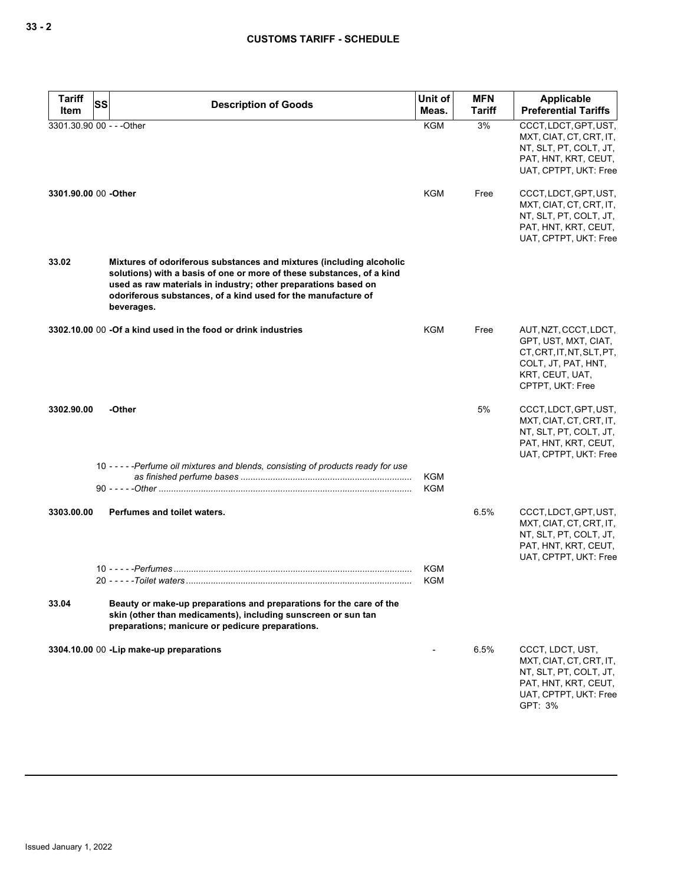| Tariff Item | SS | Description of Goods | Unit of Meas. | MFN Tariff | Applicable Preferential Tariffs |
|---|---|---|---|---|---|
| 3301.30.90 | 00 | - - -Other | KGM | 3% | CCCT, LDCT, GPT, UST, MXT, CIAT, CT, CRT, IT, NT, SLT, PT, COLT, JT, PAT, HNT, KRT, CEUT, UAT, CPTPT, UKT: Free |
| **3301.90.00** | 00 | **-Other** | KGM | Free | CCCT, LDCT, GPT, UST, MXT, CIAT, CT, CRT, IT, NT, SLT, PT, COLT, JT, PAT, HNT, KRT, CEUT, UAT, CPTPT, UKT: Free |
| **33.02** | | **Mixtures of odoriferous substances and mixtures (including alcoholic solutions) with a basis of one or more of these substances, of a kind used as raw materials in industry; other preparations based on odoriferous substances, of a kind used for the manufacture of beverages.** | | | |
| **3302.10.00** | 00 | **-Of a kind used in the food or drink industries** | KGM | Free | AUT, NZT, CCCT, LDCT, GPT, UST, MXT, CIAT, CT, CRT, IT, NT, SLT, PT, COLT, JT, PAT, HNT, KRT, CEUT, UAT, CPTPT, UKT: Free |
| **3302.90.00** | | **-Other** | | 5% | CCCT, LDCT, GPT, UST, MXT, CIAT, CT, CRT, IT, NT, SLT, PT, COLT, JT, PAT, HNT, KRT, CEUT, UAT, CPTPT, UKT: Free |
| | 10 | - - - - -*Perfume oil mixtures and blends, consisting of products ready for use as finished perfume bases* | KGM | | |
| | 90 | - - - - -*Other* | KGM | | |
| **3303.00.00** | | **Perfumes and toilet waters.** | | 6.5% | CCCT, LDCT, GPT, UST, MXT, CIAT, CT, CRT, IT, NT, SLT, PT, COLT, JT, PAT, HNT, KRT, CEUT, UAT, CPTPT, UKT: Free |
| | 10 | - - - - -*Perfumes* | KGM | | |
| | 20 | - - - - -*Toilet waters* | KGM | | |
| **33.04** | | **Beauty or make-up preparations and preparations for the care of the skin (other than medicaments), including sunscreen or sun tan preparations; manicure or pedicure preparations.** | | | |
| **3304.10.00** | 00 | **-Lip make-up preparations** | - | 6.5% | CCCT, LDCT, UST, MXT, CIAT, CT, CRT, IT, NT, SLT, PT, COLT, JT, PAT, HNT, KRT, CEUT, UAT, CPTPT, UKT: Free<br>GPT: 3% |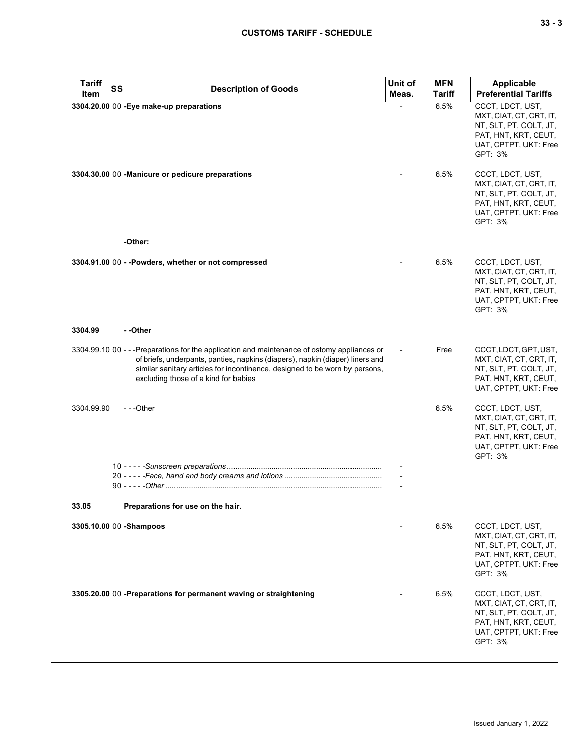| Tariff Item | SS | Description of Goods | Unit of Meas. | MFN Tariff | Applicable Preferential Tariffs |
|---|---|---|---|---|---|
| **3304.20.00** | 00 | **-Eye make-up preparations** | - | 6.5% | CCCT, LDCT, UST, MXT, CIAT, CT, CRT, IT, NT, SLT, PT, COLT, JT, PAT, HNT, KRT, CEUT, UAT, CPTPT, UKT: Free GPT: 3% |
| **3304.30.00** | 00 | **-Manicure or pedicure preparations** | - | 6.5% | CCCT, LDCT, UST, MXT, CIAT, CT, CRT, IT, NT, SLT, PT, COLT, JT, PAT, HNT, KRT, CEUT, UAT, CPTPT, UKT: Free GPT: 3% |
| | | **-Other:** | | | |
| **3304.91.00** | 00 | **- -Powders, whether or not compressed** | - | 6.5% | CCCT, LDCT, UST, MXT, CIAT, CT, CRT, IT, NT, SLT, PT, COLT, JT, PAT, HNT, KRT, CEUT, UAT, CPTPT, UKT: Free GPT: 3% |
| **3304.99** | | **- -Other** | | | |
| 3304.99.10 | 00 | - - -Preparations for the application and maintenance of ostomy appliances or of briefs, underpants, panties, napkins (diapers), napkin (diaper) liners and similar sanitary articles for incontinence, designed to be worn by persons, excluding those of a kind for babies | - | Free | CCCT, LDCT, GPT, UST, MXT, CIAT, CT, CRT, IT, NT, SLT, PT, COLT, JT, PAT, HNT, KRT, CEUT, UAT, CPTPT, UKT: Free |
| 3304.99.90 | | - - -Other | | 6.5% | CCCT, LDCT, UST, MXT, CIAT, CT, CRT, IT, NT, SLT, PT, COLT, JT, PAT, HNT, KRT, CEUT, UAT, CPTPT, UKT: Free GPT: 3% |
| | 10 | - - - - -*Sunscreen preparations* | - | | |
| | 20 | - - - - -*Face, hand and body creams and lotions* | - | | |
| | 90 | - - - - -*Other* | - | | |
| **33.05** | | **Preparations for use on the hair.** | | | |
| **3305.10.00** | 00 | **-Shampoos** | - | 6.5% | CCCT, LDCT, UST, MXT, CIAT, CT, CRT, IT, NT, SLT, PT, COLT, JT, PAT, HNT, KRT, CEUT, UAT, CPTPT, UKT: Free GPT: 3% |
| **3305.20.00** | 00 | **-Preparations for permanent waving or straightening** | - | 6.5% | CCCT, LDCT, UST, MXT, CIAT, CT, CRT, IT, NT, SLT, PT, COLT, JT, PAT, HNT, KRT, CEUT, UAT, CPTPT, UKT: Free GPT: 3% |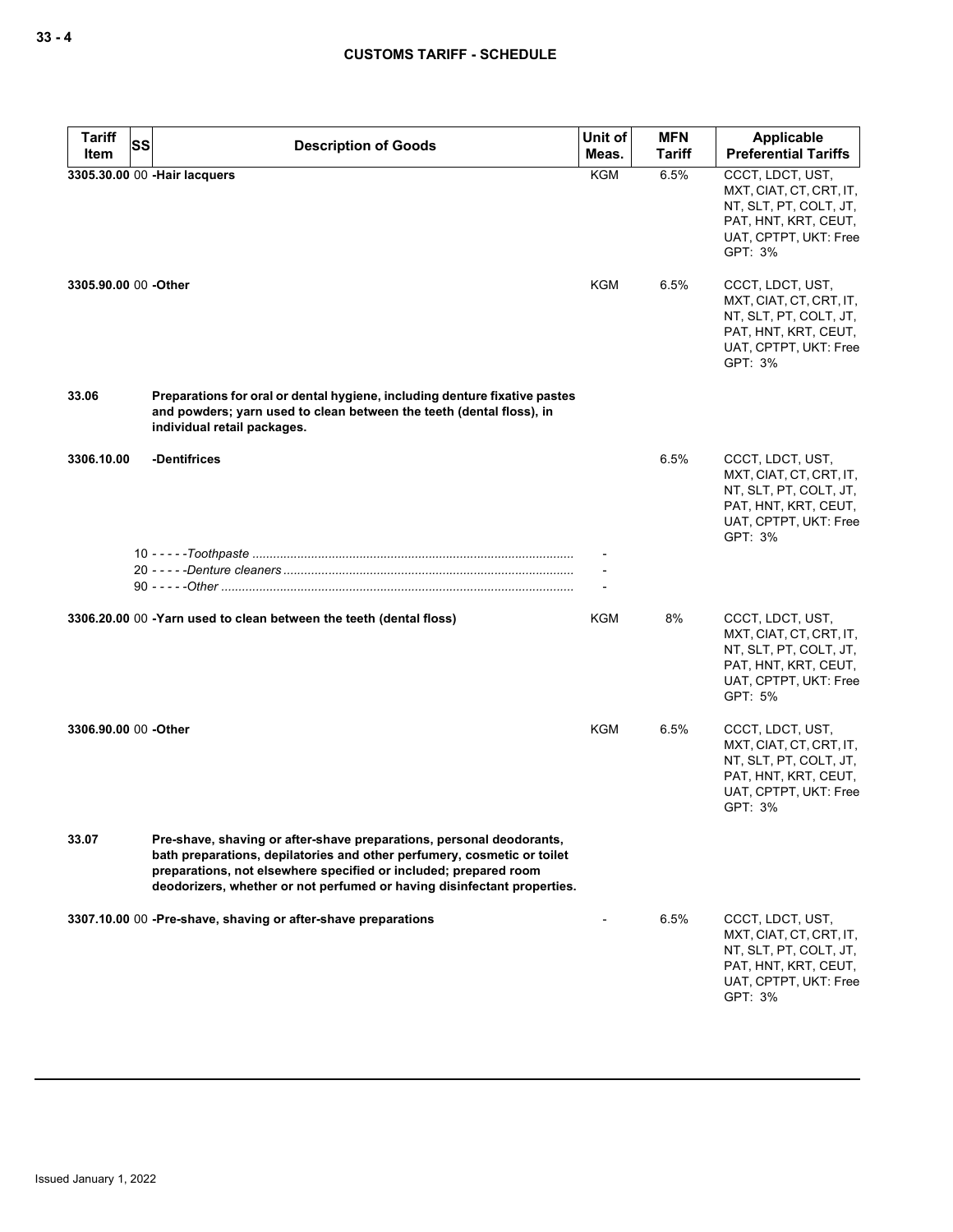| Tariff Item | SS | Description of Goods | Unit of Meas. | MFN Tariff | Applicable Preferential Tariffs |
|---|---|---|---|---|---|
| 3305.30.00 | 00 | -Hair lacquers | KGM | 6.5% | CCCT, LDCT, UST, MXT, CIAT, CT, CRT, IT, NT, SLT, PT, COLT, JT, PAT, HNT, KRT, CEUT, UAT, CPTPT, UKT: Free<br>GPT: 3% |
| 3305.90.00 | 00 | -Other | KGM | 6.5% | CCCT, LDCT, UST, MXT, CIAT, CT, CRT, IT, NT, SLT, PT, COLT, JT, PAT, HNT, KRT, CEUT, UAT, CPTPT, UKT: Free<br>GPT: 3% |
| 33.06 | | **Preparations for oral or dental hygiene, including denture fixative pastes and powders; yarn used to clean between the teeth (dental floss), in individual retail packages.** | | | |
| 3306.10.00 | | -Dentifrices | | 6.5% | CCCT, LDCT, UST, MXT, CIAT, CT, CRT, IT, NT, SLT, PT, COLT, JT, PAT, HNT, KRT, CEUT, UAT, CPTPT, UKT: Free<br>GPT: 3% |
| | 10 | - - - - -*Toothpaste* | - | | |
| | 20 | - - - - -*Denture cleaners* | - | | |
| | 90 | - - - - -*Other* | - | | |
| 3306.20.00 | 00 | -Yarn used to clean between the teeth (dental floss) | KGM | 8% | CCCT, LDCT, UST, MXT, CIAT, CT, CRT, IT, NT, SLT, PT, COLT, JT, PAT, HNT, KRT, CEUT, UAT, CPTPT, UKT: Free<br>GPT: 5% |
| 3306.90.00 | 00 | -Other | KGM | 6.5% | CCCT, LDCT, UST, MXT, CIAT, CT, CRT, IT, NT, SLT, PT, COLT, JT, PAT, HNT, KRT, CEUT, UAT, CPTPT, UKT: Free<br>GPT: 3% |
| 33.07 | | **Pre-shave, shaving or after-shave preparations, personal deodorants, bath preparations, depilatories and other perfumery, cosmetic or toilet preparations, not elsewhere specified or included; prepared room deodorizers, whether or not perfumed or having disinfectant properties.** | | | |
| 3307.10.00 | 00 | -Pre-shave, shaving or after-shave preparations | - | 6.5% | CCCT, LDCT, UST, MXT, CIAT, CT, CRT, IT, NT, SLT, PT, COLT, JT, PAT, HNT, KRT, CEUT, UAT, CPTPT, UKT: Free<br>GPT: 3% |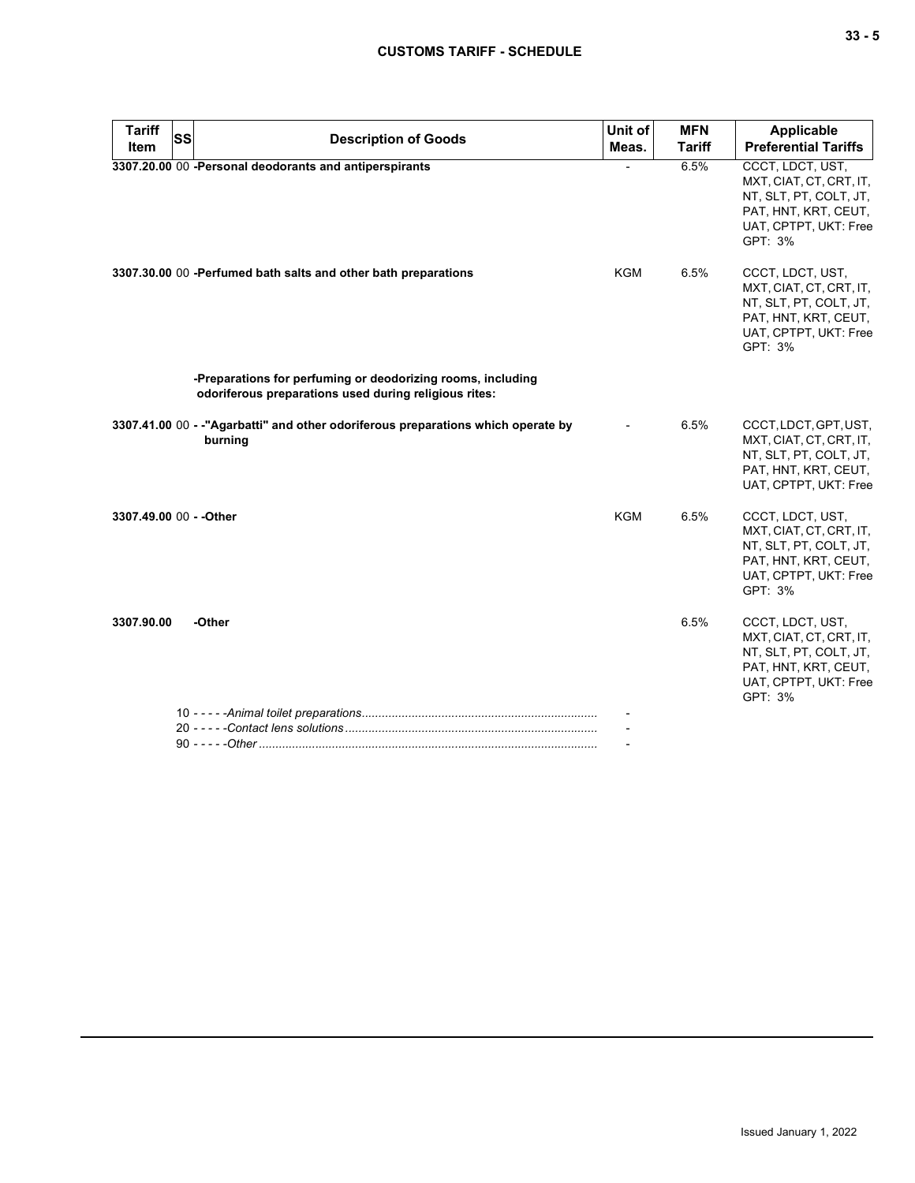| Tariff Item | SS | Description of Goods | Unit of Meas. | MFN Tariff | Applicable Preferential Tariffs |
| --- | --- | --- | --- | --- | --- |
| 3307.20.00 | 00 | -Personal deodorants and antiperspirants | - | 6.5% | CCCT, LDCT, UST, MXT, CIAT, CT, CRT, IT, NT, SLT, PT, COLT, JT, PAT, HNT, KRT, CEUT, UAT, CPTPT, UKT: Free GPT: 3% |
| 3307.30.00 | 00 | -Perfumed bath salts and other bath preparations | KGM | 6.5% | CCCT, LDCT, UST, MXT, CIAT, CT, CRT, IT, NT, SLT, PT, COLT, JT, PAT, HNT, KRT, CEUT, UAT, CPTPT, UKT: Free GPT: 3% |
| | | -Preparations for perfuming or deodorizing rooms, including odoriferous preparations used during religious rites: | | | |
| 3307.41.00 | 00 | - -"Agarbatti" and other odoriferous preparations which operate by burning | - | 6.5% | CCCT, LDCT, GPT, UST, MXT, CIAT, CT, CRT, IT, NT, SLT, PT, COLT, JT, PAT, HNT, KRT, CEUT, UAT, CPTPT, UKT: Free |
| 3307.49.00 | 00 | - -Other | KGM | 6.5% | CCCT, LDCT, UST, MXT, CIAT, CT, CRT, IT, NT, SLT, PT, COLT, JT, PAT, HNT, KRT, CEUT, UAT, CPTPT, UKT: Free GPT: 3% |
| 3307.90.00 | | -Other | | 6.5% | CCCT, LDCT, UST, MXT, CIAT, CT, CRT, IT, NT, SLT, PT, COLT, JT, PAT, HNT, KRT, CEUT, UAT, CPTPT, UKT: Free GPT: 3% |
| | 10 | - - - - -*Animal toilet preparations* | - | | |
| | 20 | - - - - -*Contact lens solutions* | - | | |
| | 90 | - - - - -*Other* | - | | |